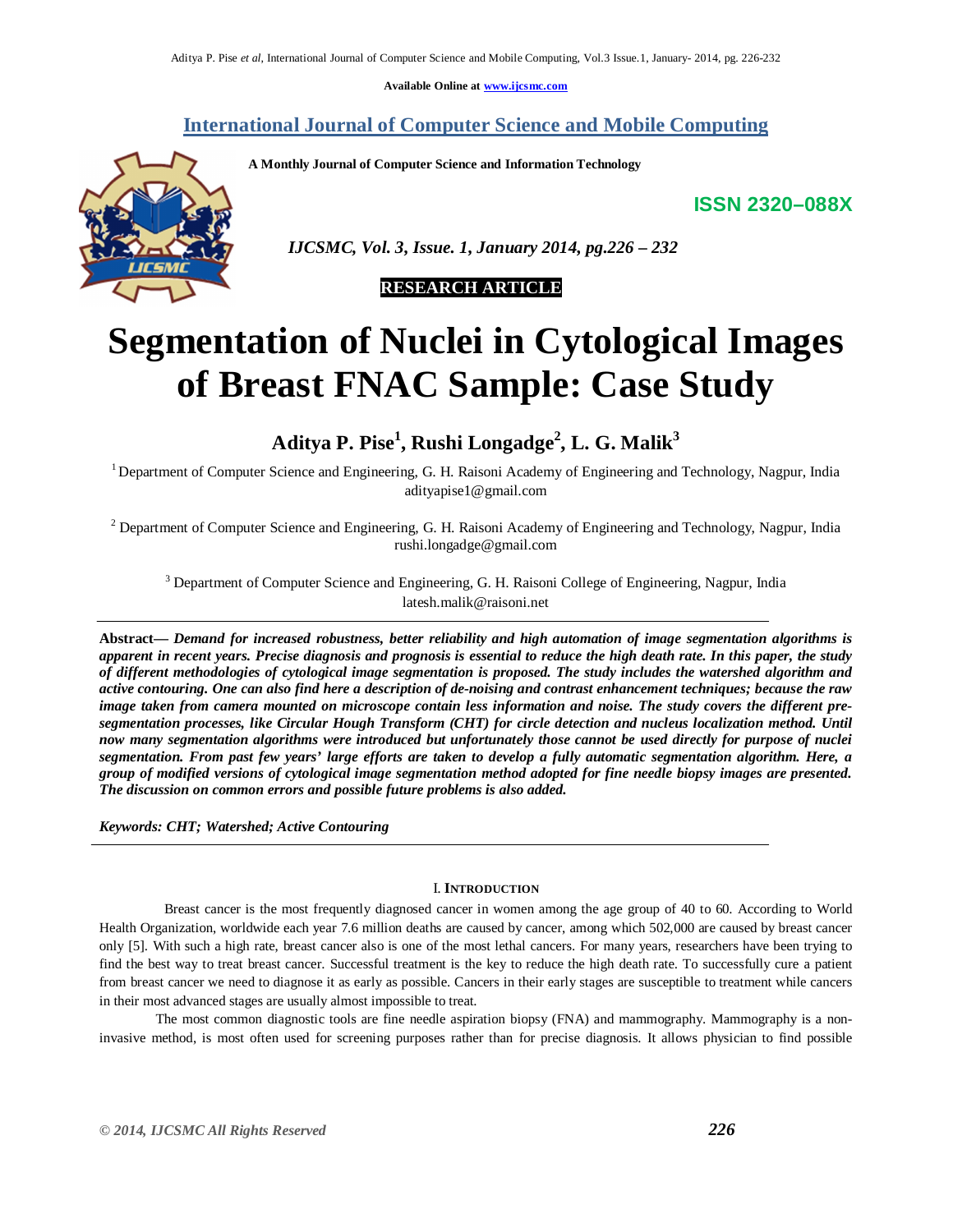# International Journal of Computer Science and Mobile Computing

**A Monthly Journal of Computer Science and Information Technology**

**ISSN 2320–088X**

*IJCSMC, Vol. 3, Issue. 1, January 2014, pg.226 – 232*

**RESEARCH ARTICLE**

# Segmentation of Nuclei in Cytological Images of Breast FNAC Sample: Case Study

**Aditya P. Pise[1], Rushi Longadge[2], L. G. Malik[3]**

[1] Department of Computer Science and Engineering, G. H. Raisoni Academy of Engineering and Technology, Nagpur, India
adityapise1@gmail.com

[2] Department of Computer Science and Engineering, G. H. Raisoni Academy of Engineering and Technology, Nagpur, India
rushi.longadge@gmail.com

[3] Department of Computer Science and Engineering, G. H. Raisoni College of Engineering, Nagpur, India
latesh.malik@raisoni.net

**Abstract—** ***Demand for increased robustness, better reliability and high automation of image segmentation algorithms is apparent in recent years. Precise diagnosis and prognosis is essential to reduce the high death rate. In this paper, the study of different methodologies of cytological image segmentation is proposed. The study includes the watershed algorithm and active contouring. One can also find here a description of de-noising and contrast enhancement techniques; because the raw image taken from camera mounted on microscope contain less information and noise. The study covers the different pre-segmentation processes, like Circular Hough Transform (CHT) for circle detection and nucleus localization method. Until now many segmentation algorithms were introduced but unfortunately those cannot be used directly for purpose of nuclei segmentation. From past few years' large efforts are taken to develop a fully automatic segmentation algorithm. Here, a group of modified versions of cytological image segmentation method adopted for fine needle biopsy images are presented. The discussion on common errors and possible future problems is also added.***

***Keywords: CHT; Watershed; Active Contouring***

## I. Introduction

Breast cancer is the most frequently diagnosed cancer in women among the age group of 40 to 60. According to World Health Organization, worldwide each year 7.6 million deaths are caused by cancer, among which 502,000 are caused by breast cancer only [5]. With such a high rate, breast cancer also is one of the most lethal cancers. For many years, researchers have been trying to find the best way to treat breast cancer. Successful treatment is the key to reduce the high death rate. To successfully cure a patient from breast cancer we need to diagnose it as early as possible. Cancers in their early stages are susceptible to treatment while cancers in their most advanced stages are usually almost impossible to treat.

The most common diagnostic tools are fine needle aspiration biopsy (FNA) and mammography. Mammography is a non-invasive method, is most often used for screening purposes rather than for precise diagnosis. It allows physician to find possible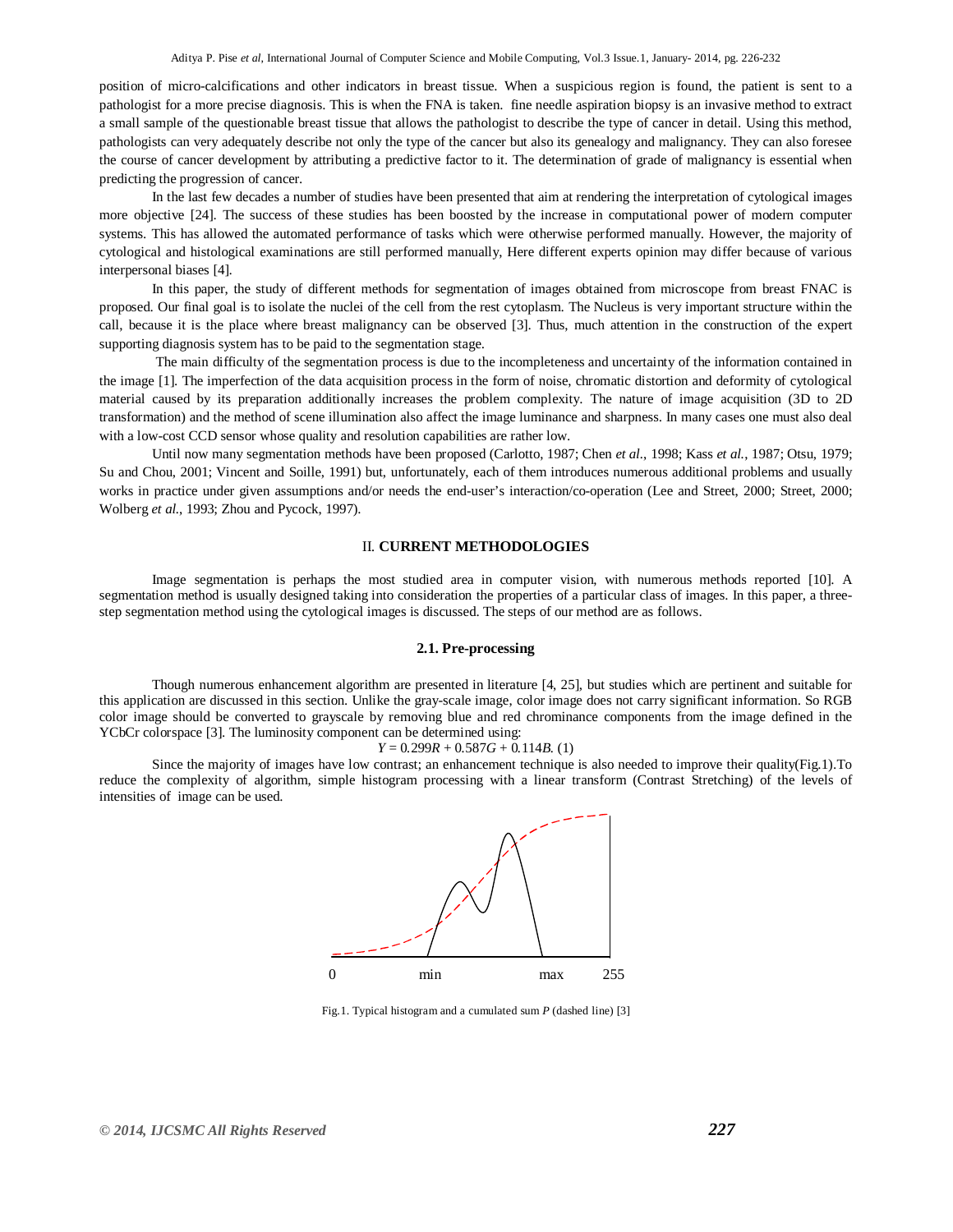position of micro-calcifications and other indicators in breast tissue. When a suspicious region is found, the patient is sent to a pathologist for a more precise diagnosis. This is when the FNA is taken. fine needle aspiration biopsy is an invasive method to extract a small sample of the questionable breast tissue that allows the pathologist to describe the type of cancer in detail. Using this method, pathologists can very adequately describe not only the type of the cancer but also its genealogy and malignancy. They can also foresee the course of cancer development by attributing a predictive factor to it. The determination of grade of malignancy is essential when predicting the progression of cancer.

In the last few decades a number of studies have been presented that aim at rendering the interpretation of cytological images more objective [24]. The success of these studies has been boosted by the increase in computational power of modern computer systems. This has allowed the automated performance of tasks which were otherwise performed manually. However, the majority of cytological and histological examinations are still performed manually, Here different experts opinion may differ because of various interpersonal biases [4].

In this paper, the study of different methods for segmentation of images obtained from microscope from breast FNAC is proposed. Our final goal is to isolate the nuclei of the cell from the rest cytoplasm. The Nucleus is very important structure within the call, because it is the place where breast malignancy can be observed [3]. Thus, much attention in the construction of the expert supporting diagnosis system has to be paid to the segmentation stage.

The main difficulty of the segmentation process is due to the incompleteness and uncertainty of the information contained in the image [1]. The imperfection of the data acquisition process in the form of noise, chromatic distortion and deformity of cytological material caused by its preparation additionally increases the problem complexity. The nature of image acquisition (3D to 2D transformation) and the method of scene illumination also affect the image luminance and sharpness. In many cases one must also deal with a low-cost CCD sensor whose quality and resolution capabilities are rather low.

Until now many segmentation methods have been proposed (Carlotto, 1987; Chen *et al*., 1998; Kass *et al.*, 1987; Otsu, 1979; Su and Chou, 2001; Vincent and Soille, 1991) but, unfortunately, each of them introduces numerous additional problems and usually works in practice under given assumptions and/or needs the end-user's interaction/co-operation (Lee and Street, 2000; Street, 2000; Wolberg *et al.*, 1993; Zhou and Pycock, 1997).

## II. CURRENT METHODOLOGIES

Image segmentation is perhaps the most studied area in computer vision, with numerous methods reported [10]. A segmentation method is usually designed taking into consideration the properties of a particular class of images. In this paper, a three-step segmentation method using the cytological images is discussed. The steps of our method are as follows.

### 2.1. Pre-processing

Though numerous enhancement algorithm are presented in literature [4, 25], but studies which are pertinent and suitable for this application are discussed in this section. Unlike the gray-scale image, color image does not carry significant information. So RGB color image should be converted to grayscale by removing blue and red chrominance components from the image defined in the YCbCr colorspace [3]. The luminosity component can be determined using:

$$Y = 0.299R + 0.587G + 0.114B. \quad (1)$$

Since the majority of images have low contrast; an enhancement technique is also needed to improve their quality(Fig.1).To reduce the complexity of algorithm, simple histogram processing with a linear transform (Contrast Stretching) of the levels of intensities of image can be used.

Fig.1. Typical histogram and a cumulated sum $P$ (dashed line) [3]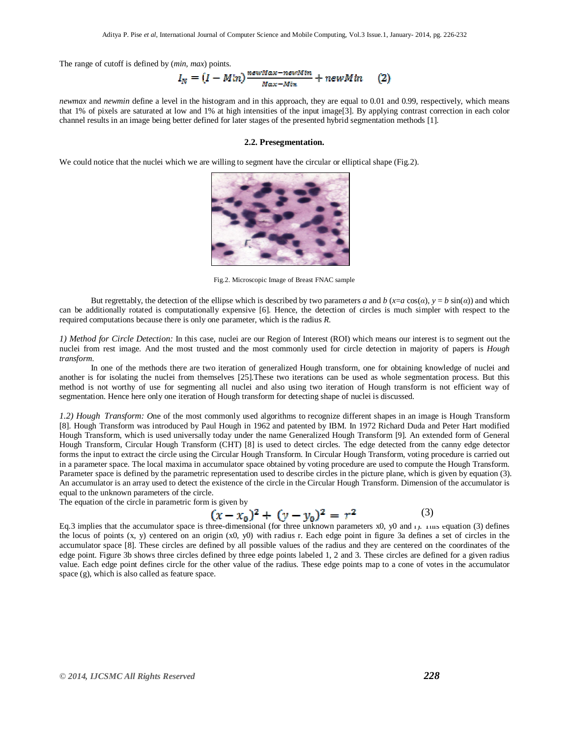The range of cutoff is defined by (*min, max*) points.

$$I_N = (I - Min)\frac{newMax - newMin}{Max - Min} + newMin \qquad (2)$$

*newmax* and *newmin* define a level in the histogram and in this approach, they are equal to 0.01 and 0.99, respectively, which means that 1% of pixels are saturated at low and 1% at high intensities of the input image[3]. By applying contrast correction in each color channel results in an image being better defined for later stages of the presented hybrid segmentation methods [1].

### 2.2. Presegmentation.

We could notice that the nuclei which we are willing to segment have the circular or elliptical shape (Fig.2).

Fig.2. Microscopic Image of Breast FNAC sample

But regrettably, the detection of the ellipse which is described by two parameters $a$ and $b$ ($x = a\cos(\alpha)$, $y = b\sin(\alpha)$) and which can be additionally rotated is computationally expensive [6]. Hence, the detection of circles is much simpler with respect to the required computations because there is only one parameter, which is the radius $R$.

*1) Method for Circle Detection:* In this case, nuclei are our Region of Interest (ROI) which means our interest is to segment out the nuclei from rest image. And the most trusted and the most commonly used for circle detection in majority of papers is *Hough transform*.

In one of the methods there are two iteration of generalized Hough transform, one for obtaining knowledge of nuclei and another is for isolating the nuclei from themselves [25].These two iterations can be used as whole segmentation process. But this method is not worthy of use for segmenting all nuclei and also using two iteration of Hough transform is not efficient way of segmentation. Hence here only one iteration of Hough transform for detecting shape of nuclei is discussed.

*1.2) Hough Transform: O*ne of the most commonly used algorithms to recognize different shapes in an image is Hough Transform [8]. Hough Transform was introduced by Paul Hough in 1962 and patented by IBM. In 1972 Richard Duda and Peter Hart modified Hough Transform, which is used universally today under the name Generalized Hough Transform [9]. An extended form of General Hough Transform, Circular Hough Transform (CHT) [8] is used to detect circles. The edge detected from the canny edge detector forms the input to extract the circle using the Circular Hough Transform. In Circular Hough Transform, voting procedure is carried out in a parameter space. The local maxima in accumulator space obtained by voting procedure are used to compute the Hough Transform. Parameter space is defined by the parametric representation used to describe circles in the picture plane, which is given by equation (3). An accumulator is an array used to detect the existence of the circle in the Circular Hough Transform. Dimension of the accumulator is equal to the unknown parameters of the circle.

The equation of the circle in parametric form is given by

$$(x - x_0)^2 + (y - y_0)^2 = r^2 \qquad (3)$$

Eq.3 implies that the accumulator space is three-dimensional (for three unknown parameters x0, y0 and r). This equation (3) defines the locus of points (x, y) centered on an origin (x0, y0) with radius r. Each edge point in figure 3a defines a set of circles in the accumulator space [8]. These circles are defined by all possible values of the radius and they are centered on the coordinates of the edge point. Figure 3b shows three circles defined by three edge points labeled 1, 2 and 3. These circles are defined for a given radius value. Each edge point defines circle for the other value of the radius. These edge points map to a cone of votes in the accumulator space (g), which is also called as feature space.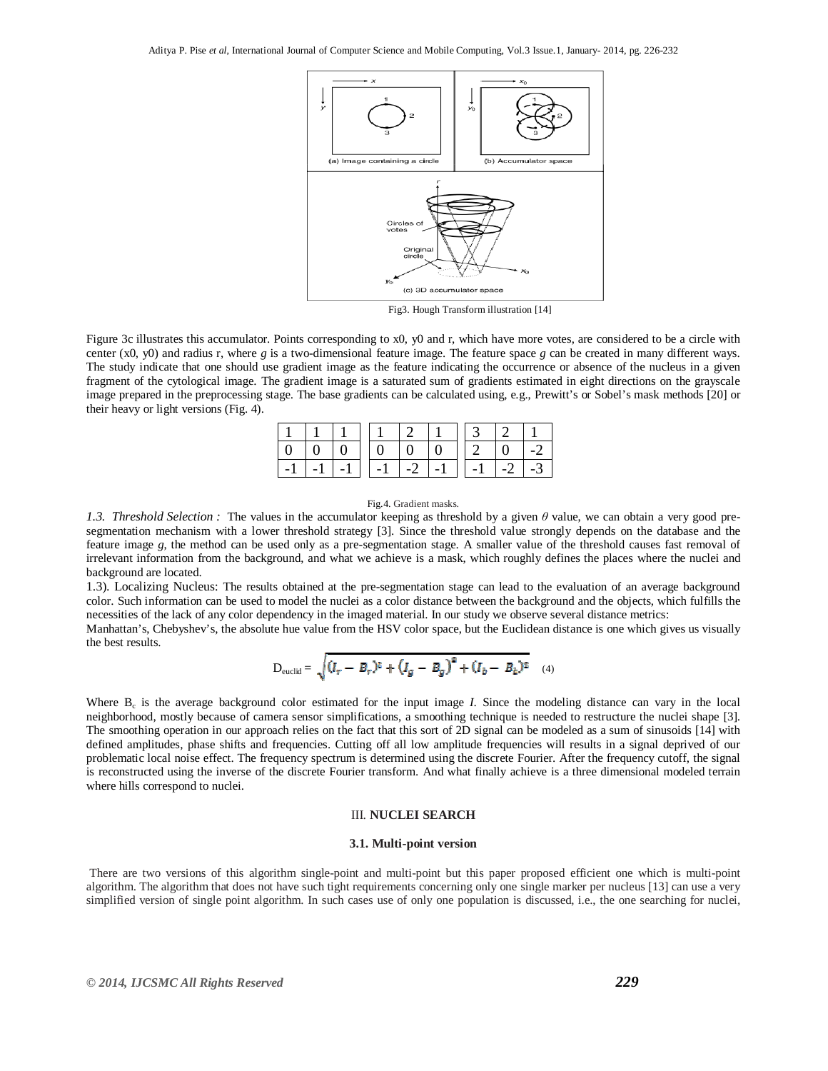Fig3. Hough Transform illustration [14]

Figure 3c illustrates this accumulator. Points corresponding to x0, y0 and r, which have more votes, are considered to be a circle with center (x0, y0) and radius r, where *g* is a two-dimensional feature image. The feature space *g* can be created in many different ways. The study indicate that one should use gradient image as the feature indicating the occurrence or absence of the nucleus in a given fragment of the cytological image. The gradient image is a saturated sum of gradients estimated in eight directions on the grayscale image prepared in the preprocessing stage. The base gradients can be calculated using, e.g., Prewitt's or Sobel's mask methods [20] or their heavy or light versions (Fig. 4).

| 1 | 1 | 1 |
|---|---|---|
| 0 | 0 | 0 |
| -1 | -1 | -1 |

| 1 | 2 | 1 |
|---|---|---|
| 0 | 0 | 0 |
| -1 | -2 | -1 |

| 3 | 2 | 1 |
|---|---|---|
| 2 | 0 | -2 |
| -1 | -2 | -3 |

Fig.4. Gradient masks.

*1.3. Threshold Selection :* The values in the accumulator keeping as threshold by a given $\theta$ value, we can obtain a very good pre-segmentation mechanism with a lower threshold strategy [3]. Since the threshold value strongly depends on the database and the feature image *g*, the method can be used only as a pre-segmentation stage. A smaller value of the threshold causes fast removal of irrelevant information from the background, and what we achieve is a mask, which roughly defines the places where the nuclei and background are located.

1.3). Localizing Nucleus: The results obtained at the pre-segmentation stage can lead to the evaluation of an average background color. Such information can be used to model the nuclei as a color distance between the background and the objects, which fulfills the necessities of the lack of any color dependency in the imaged material. In our study we observe several distance metrics:

Manhattan's, Chebyshev's, the absolute hue value from the HSV color space, but the Euclidean distance is one which gives us visually the best results.

$$D_{euclid} = \sqrt{(I_r - B_r)^2 + \left(I_g - B_g\right)^2 + (I_b - B_b)^2} \quad (4)$$

Where $B_c$ is the average background color estimated for the input image *I*. Since the modeling distance can vary in the local neighborhood, mostly because of camera sensor simplifications, a smoothing technique is needed to restructure the nuclei shape [3]. The smoothing operation in our approach relies on the fact that this sort of 2D signal can be modeled as a sum of sinusoids [14] with defined amplitudes, phase shifts and frequencies. Cutting off all low amplitude frequencies will results in a signal deprived of our problematic local noise effect. The frequency spectrum is determined using the discrete Fourier. After the frequency cutoff, the signal is reconstructed using the inverse of the discrete Fourier transform. And what finally achieve is a three dimensional modeled terrain where hills correspond to nuclei.

## III. NUCLEI SEARCH

### 3.1. Multi-point version

There are two versions of this algorithm single-point and multi-point but this paper proposed efficient one which is multi-point algorithm. The algorithm that does not have such tight requirements concerning only one single marker per nucleus [13] can use a very simplified version of single point algorithm. In such cases use of only one population is discussed, i.e., the one searching for nuclei,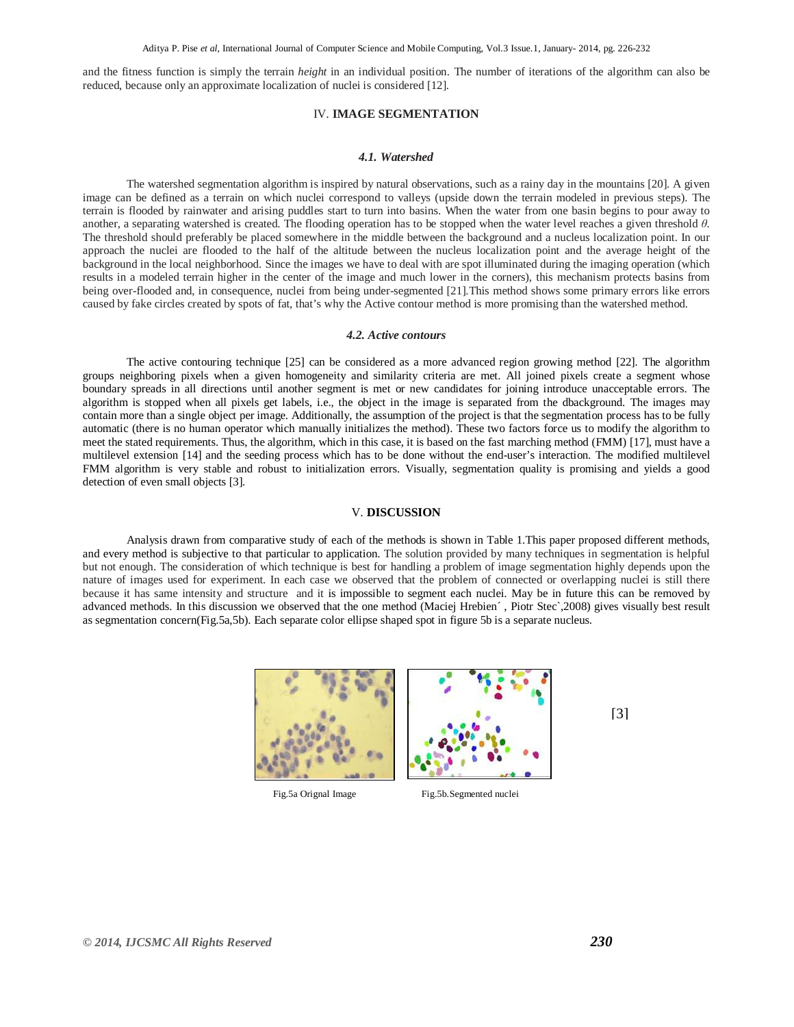and the fitness function is simply the terrain *height* in an individual position. The number of iterations of the algorithm can also be reduced, because only an approximate localization of nuclei is considered [12].

## IV. **IMAGE SEGMENTATION**

### *4.1. Watershed*

The watershed segmentation algorithm is inspired by natural observations, such as a rainy day in the mountains [20]. A given image can be defined as a terrain on which nuclei correspond to valleys (upside down the terrain modeled in previous steps). The terrain is flooded by rainwater and arising puddles start to turn into basins. When the water from one basin begins to pour away to another, a separating watershed is created. The flooding operation has to be stopped when the water level reaches a given threshold $\theta$. The threshold should preferably be placed somewhere in the middle between the background and a nucleus localization point. In our approach the nuclei are flooded to the half of the altitude between the nucleus localization point and the average height of the background in the local neighborhood. Since the images we have to deal with are spot illuminated during the imaging operation (which results in a modeled terrain higher in the center of the image and much lower in the corners), this mechanism protects basins from being over-flooded and, in consequence, nuclei from being under-segmented [21].This method shows some primary errors like errors caused by fake circles created by spots of fat, that's why the Active contour method is more promising than the watershed method.

### *4.2. Active contours*

The active contouring technique [25] can be considered as a more advanced region growing method [22]. The algorithm groups neighboring pixels when a given homogeneity and similarity criteria are met. All joined pixels create a segment whose boundary spreads in all directions until another segment is met or new candidates for joining introduce unacceptable errors. The algorithm is stopped when all pixels get labels, i.e., the object in the image is separated from the dbackground. The images may contain more than a single object per image. Additionally, the assumption of the project is that the segmentation process has to be fully automatic (there is no human operator which manually initializes the method). These two factors force us to modify the algorithm to meet the stated requirements. Thus, the algorithm, which in this case, it is based on the fast marching method (FMM) [17], must have a multilevel extension [14] and the seeding process which has to be done without the end-user's interaction. The modified multilevel FMM algorithm is very stable and robust to initialization errors. Visually, segmentation quality is promising and yields a good detection of even small objects [3].

## V. **DISCUSSION**

Analysis drawn from comparative study of each of the methods is shown in Table 1.This paper proposed different methods, and every method is subjective to that particular to application. The solution provided by many techniques in segmentation is helpful but not enough. The consideration of which technique is best for handling a problem of image segmentation highly depends upon the nature of images used for experiment. In each case we observed that the problem of connected or overlapping nuclei is still there because it has same intensity and structure and it is impossible to segment each nuclei. May be in future this can be removed by advanced methods. In this discussion we observed that the one method (Maciej Hrebien´ , Piotr Stec`,2008) gives visually best result as segmentation concern(Fig.5a,5b). Each separate color ellipse shaped spot in figure 5b is a separate nucleus.

Fig.5a Orignal Image

Fig.5b.Segmented nuclei

[3]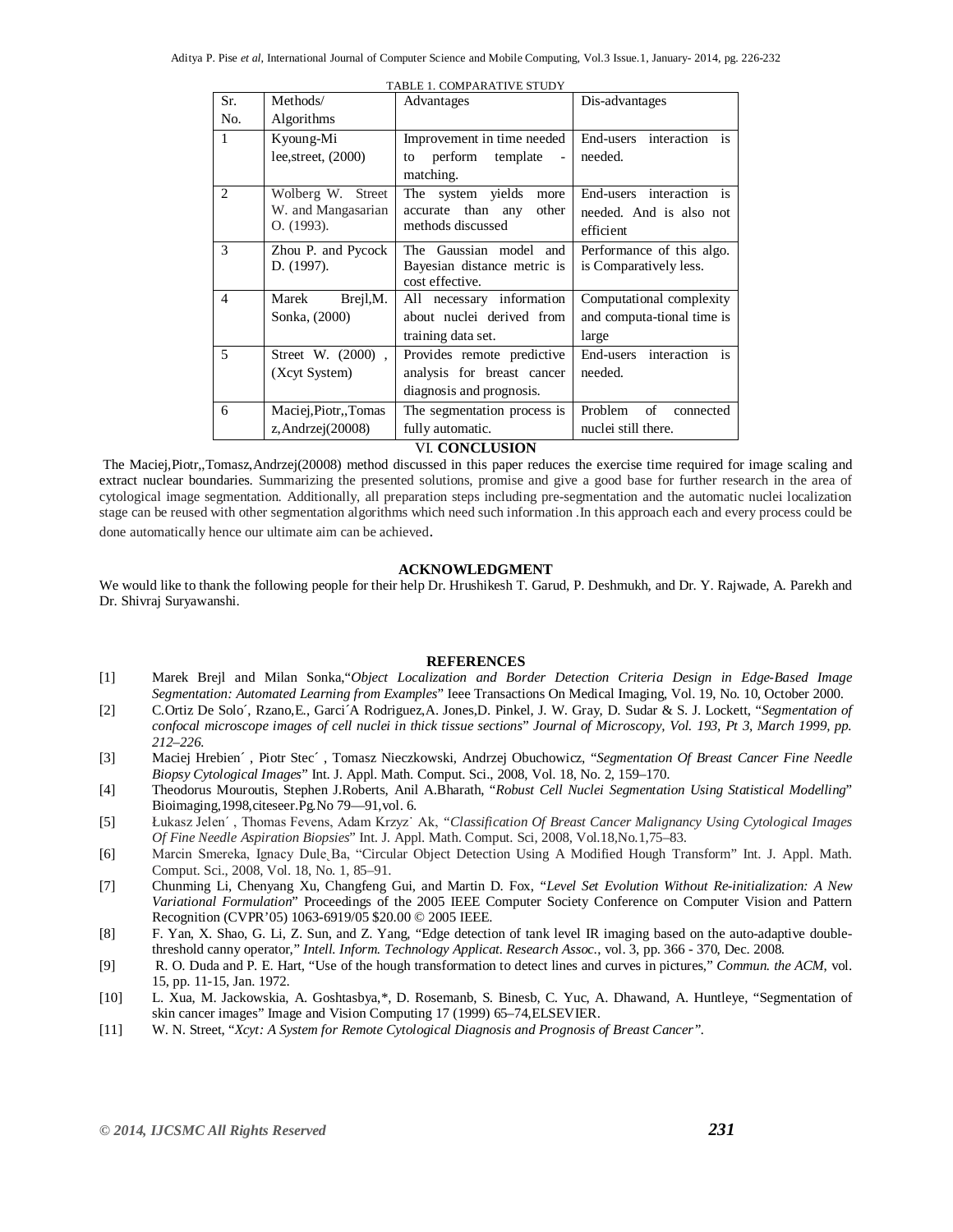TABLE 1. COMPARATIVE STUDY

| Sr. No. | Methods/ Algorithms | Advantages | Dis-advantages |
|---|---|---|---|
| 1 | Kyoung-Mi lee,street, (2000) | Improvement in time needed to perform template - matching. | End-users interaction is needed. |
| 2 | Wolberg W. Street W. and Mangasarian O. (1993). | The system yields more accurate than any other methods discussed | End-users interaction is needed. And is also not efficient |
| 3 | Zhou P. and Pycock D. (1997). | The Gaussian model and Bayesian distance metric is cost effective. | Performance of this algo. is Comparatively less. |
| 4 | Marek Brejl,M. Sonka, (2000) | All necessary information about nuclei derived from training data set. | Computational complexity and computa-tional time is large |
| 5 | Street W. (2000) , (Xcyt System) | Provides remote predictive analysis for breast cancer diagnosis and prognosis. | End-users interaction is needed. |
| 6 | Maciej,Piotr,,Tomas z,Andrzej(20008) | The segmentation process is fully automatic. | Problem of connected nuclei still there. |

## VI. CONCLUSION

The Maciej,Piotr,,Tomasz,Andrzej(20008) method discussed in this paper reduces the exercise time required for image scaling and extract nuclear boundaries. Summarizing the presented solutions, promise and give a good base for further research in the area of cytological image segmentation. Additionally, all preparation steps including pre-segmentation and the automatic nuclei localization stage can be reused with other segmentation algorithms which need such information .In this approach each and every process could be done automatically hence our ultimate aim can be achieved.

## ACKNOWLEDGMENT

We would like to thank the following people for their help Dr. Hrushikesh T. Garud, P. Deshmukh, and Dr. Y. Rajwade, A. Parekh and Dr. Shivraj Suryawanshi.

## REFERENCES

[1] Marek Brejl and Milan Sonka,"*Object Localization and Border Detection Criteria Design in Edge-Based Image Segmentation: Automated Learning from Examples*" Ieee Transactions On Medical Imaging, Vol. 19, No. 10, October 2000.

[2] C.Ortiz De Solo´, Rzano,E., Garci´A Rodriguez,A. Jones,D. Pinkel, J. W. Gray, D. Sudar & S. J. Lockett, "*Segmentation of confocal microscope images of cell nuclei in thick tissue sections*" *Journal of Microscopy, Vol. 193, Pt 3, March 1999, pp. 212–226.*

[3] Maciej Hrebien´ , Piotr Stec´ , Tomasz Nieczkowski, Andrzej Obuchowicz, "*Segmentation Of Breast Cancer Fine Needle Biopsy Cytological Images*" Int. J. Appl. Math. Comput. Sci., 2008, Vol. 18, No. 2, 159–170.

[4] Theodorus Mouroutis, Stephen J.Roberts, Anil A.Bharath, "*Robust Cell Nuclei Segmentation Using Statistical Modelling*" Bioimaging,1998,citeseer.Pg.No 79—91,vol. 6.

[5] Łukasz Jelen´ , Thomas Fevens, Adam Krzyz˙ Ak, "*Classification Of Breast Cancer Malignancy Using Cytological Images Of Fine Needle Aspiration Biopsies*" Int. J. Appl. Math. Comput. Sci, 2008, Vol.18,No.1,75–83.

[6] Marcin Smereka, Ignacy Dule˛Ba, "Circular Object Detection Using A Modified Hough Transform" Int. J. Appl. Math. Comput. Sci., 2008, Vol. 18, No. 1, 85–91.

[7] Chunming Li, Chenyang Xu, Changfeng Gui, and Martin D. Fox, "*Level Set Evolution Without Re-initialization: A New Variational Formulation*" Proceedings of the 2005 IEEE Computer Society Conference on Computer Vision and Pattern Recognition (CVPR'05) 1063-6919/05 $20.00 © 2005 IEEE.

[8] F. Yan, X. Shao, G. Li, Z. Sun, and Z. Yang, "Edge detection of tank level IR imaging based on the auto-adaptive double-threshold canny operator," *Intell. Inform. Technology Applicat. Research Assoc.*, vol. 3, pp. 366 - 370, Dec. 2008.

[9] R. O. Duda and P. E. Hart, "Use of the hough transformation to detect lines and curves in pictures," *Commun. the ACM,* vol. 15, pp. 11-15, Jan. 1972.

[10] L. Xua, M. Jackowskia, A. Goshtasbya,*, D. Rosemanb, S. Binesb, C. Yuc, A. Dhawand, A. Huntleye, "Segmentation of skin cancer images" Image and Vision Computing 17 (1999) 65–74,ELSEVIER.

[11] W. N. Street, "*Xcyt: A System for Remote Cytological Diagnosis and Prognosis of Breast Cancer".*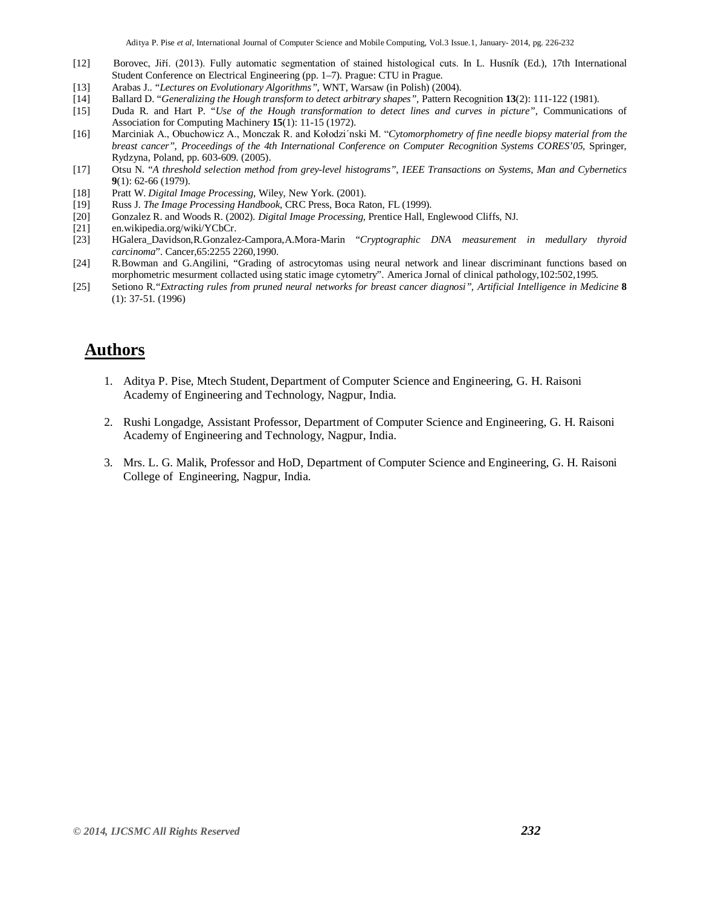[12] Borovec, Jiří. (2013). Fully automatic segmentation of stained histological cuts. In L. Husník (Ed.), 17th International Student Conference on Electrical Engineering (pp. 1–7). Prague: CTU in Prague.

[13] Arabas J.. "*Lectures on Evolutionary Algorithms*", WNT, Warsaw (in Polish) (2004).

[14] Ballard D. "*Generalizing the Hough transform to detect arbitrary shapes*", Pattern Recognition **13**(2): 111-122 (1981).

[15] Duda R. and Hart P. "*Use of the Hough transformation to detect lines and curves in picture*", Communications of Association for Computing Machinery **15**(1): 11-15 (1972).

[16] Marciniak A., Obuchowicz A., Monczak R. and Kołodzi´nski M. "*Cytomorphometry of fine needle biopsy material from the breast cancer*", *Proceedings of the 4th International Conference on Computer Recognition Systems CORES'05*, Springer, Rydzyna, Poland, pp. 603-609. (2005).

[17] Otsu N. "*A threshold selection method from grey-level histograms*", *IEEE Transactions on Systems, Man and Cybernetics* **9**(1): 62-66 (1979).

[18] Pratt W. *Digital Image Processing*, Wiley, New York. (2001).

[19] Russ J. *The Image Processing Handbook*, CRC Press, Boca Raton, FL (1999).

[20] Gonzalez R. and Woods R. (2002). *Digital Image Processing*, Prentice Hall, Englewood Cliffs, NJ.

[21] en.wikipedia.org/wiki/YCbCr.

[23] HGalera_Davidson,R.Gonzalez-Campora,A.Mora-Marin "*Cryptographic DNA measurement in medullary thyroid carcinoma*". Cancer,65:2255 2260,1990.

[24] R.Bowman and G.Angilini, "Grading of astrocytomas using neural network and linear discriminant functions based on morphometric mesurment collacted using static image cytometry". America Jornal of clinical pathology,102:502,1995.

[25] Setiono R."*Extracting rules from pruned neural networks for breast cancer diagnosi", Artificial Intelligence in Medicine* **8** (1): 37-51. (1996)

## Authors

1. Aditya P. Pise, Mtech Student, Department of Computer Science and Engineering, G. H. Raisoni Academy of Engineering and Technology, Nagpur, India.

2. Rushi Longadge, Assistant Professor, Department of Computer Science and Engineering, G. H. Raisoni Academy of Engineering and Technology, Nagpur, India.

3. Mrs. L. G. Malik, Professor and HoD, Department of Computer Science and Engineering, G. H. Raisoni College of Engineering, Nagpur, India.